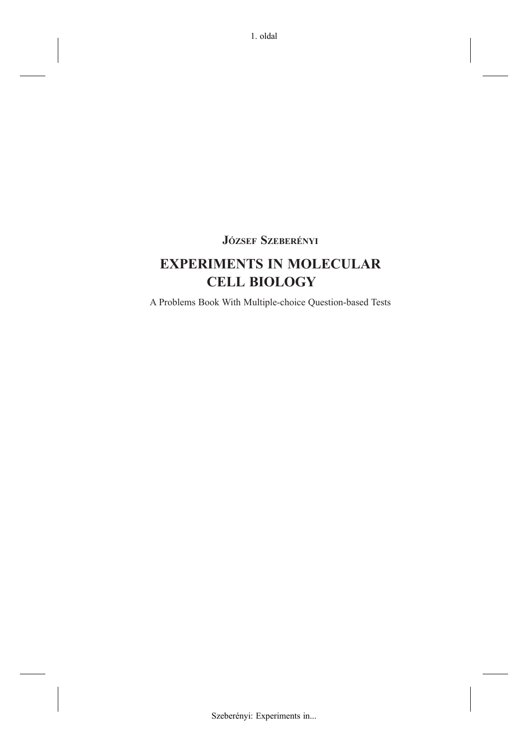**József Szeberényi**

# EXPERIMENTS IN MOLECULAR CELL BIOLOGY

A Problems Book With Multiple-choice Question-based Tests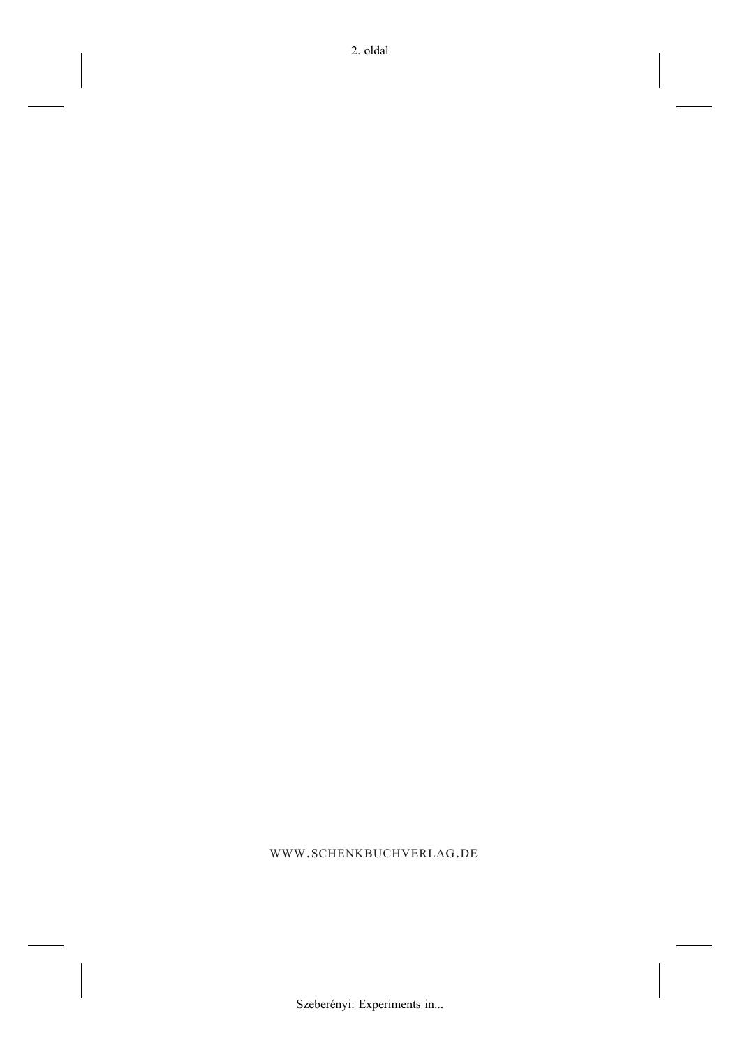WWW.SCHENKBUCHVERLAG.DE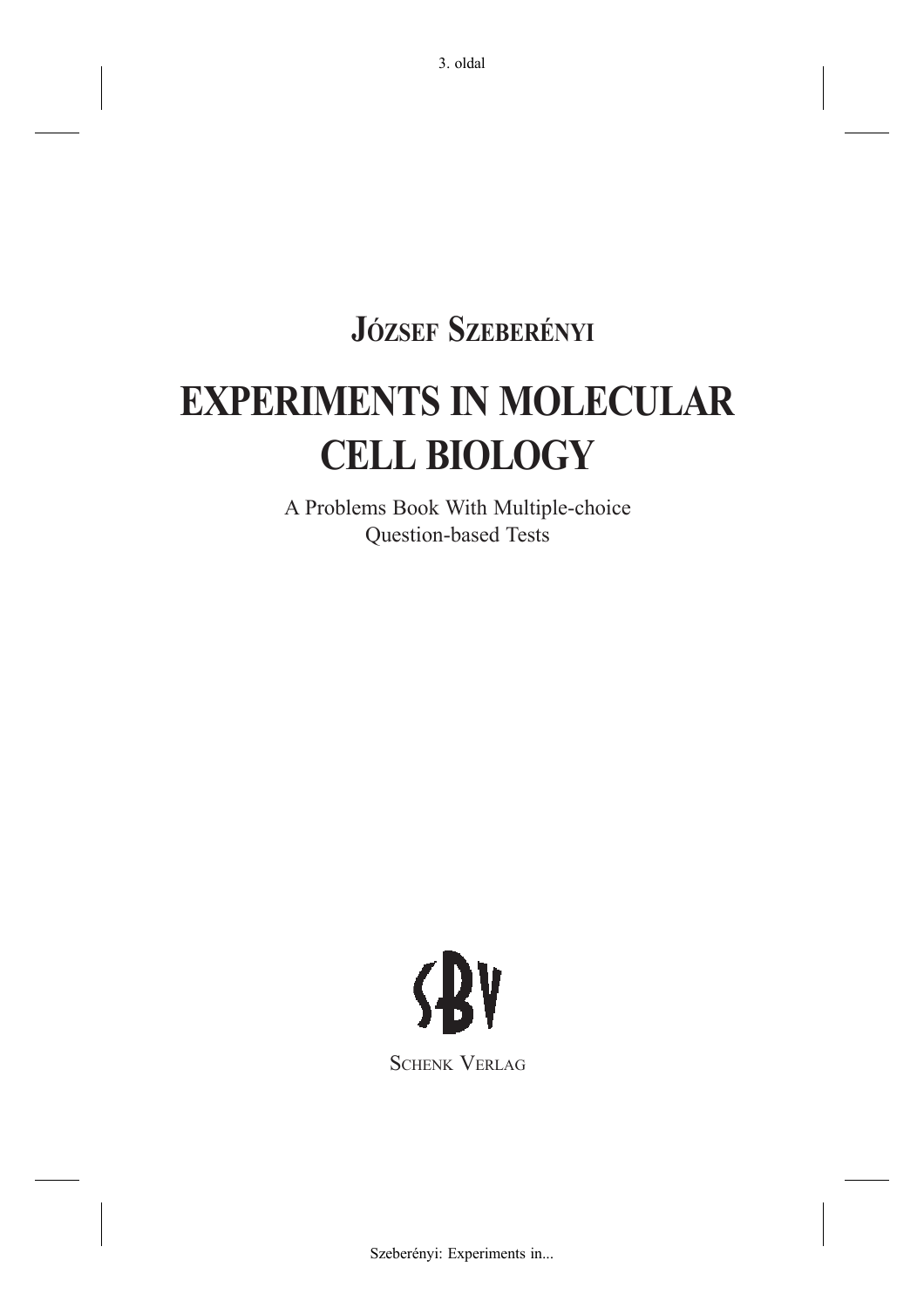**József Szeberényi**

# EXPERIMENTS IN MOLECULAR CELL BIOLOGY

A Problems Book With Multiple-choice Question-based Tests

SBV

Schenk Verlag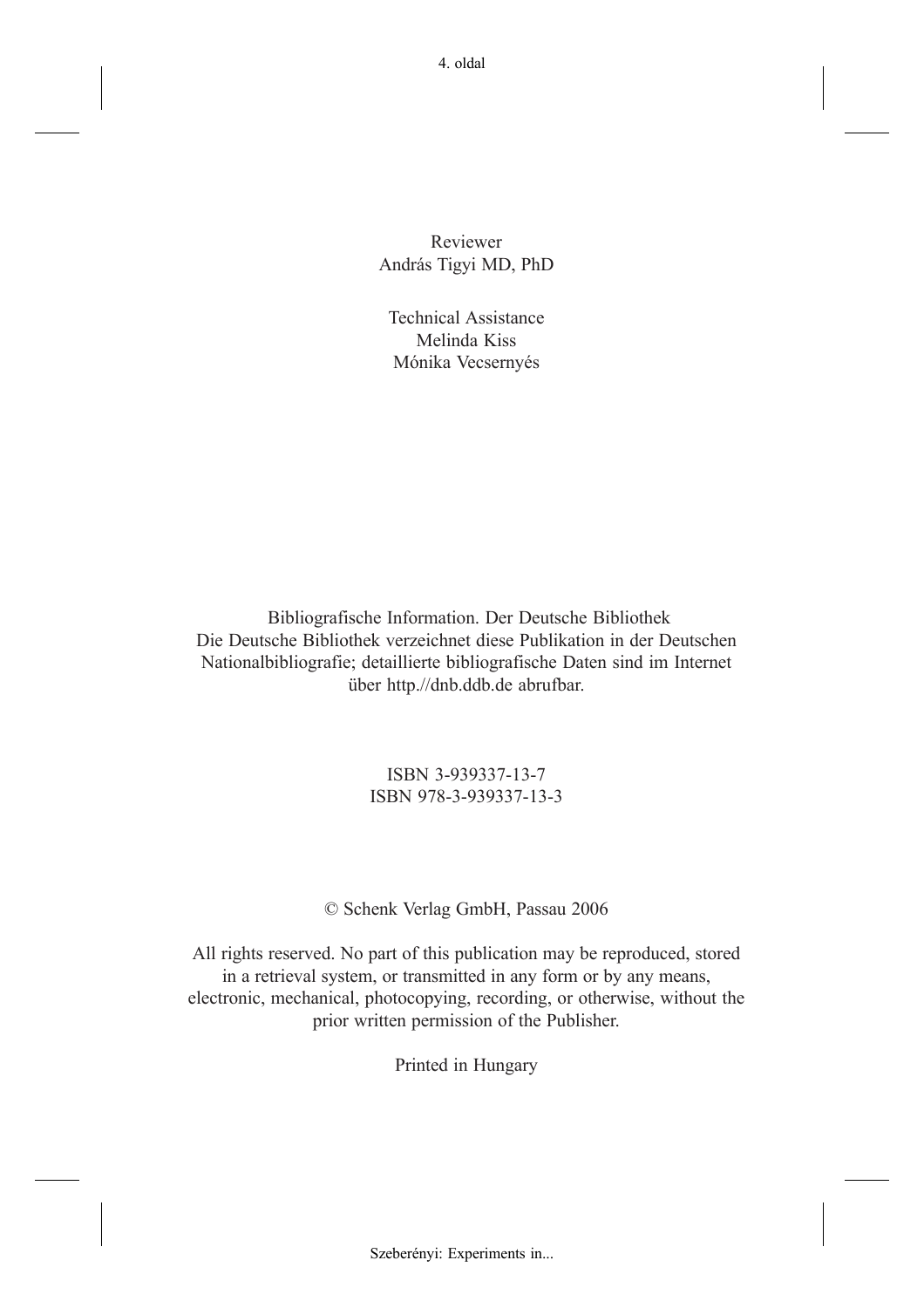Reviewer
András Tigyi MD, PhD

Technical Assistance
Melinda Kiss
Mónika Vecsernyés

Bibliografische Information. Der Deutsche Bibliothek
Die Deutsche Bibliothek verzeichnet diese Publikation in der Deutschen Nationalbibliografie; detaillierte bibliografische Daten sind im Internet über http.//dnb.ddb.de abrufbar.

ISBN 3-939337-13-7
ISBN 978-3-939337-13-3

© Schenk Verlag GmbH, Passau 2006

All rights reserved. No part of this publication may be reproduced, stored in a retrieval system, or transmitted in any form or by any means, electronic, mechanical, photocopying, recording, or otherwise, without the prior written permission of the Publisher.

Printed in Hungary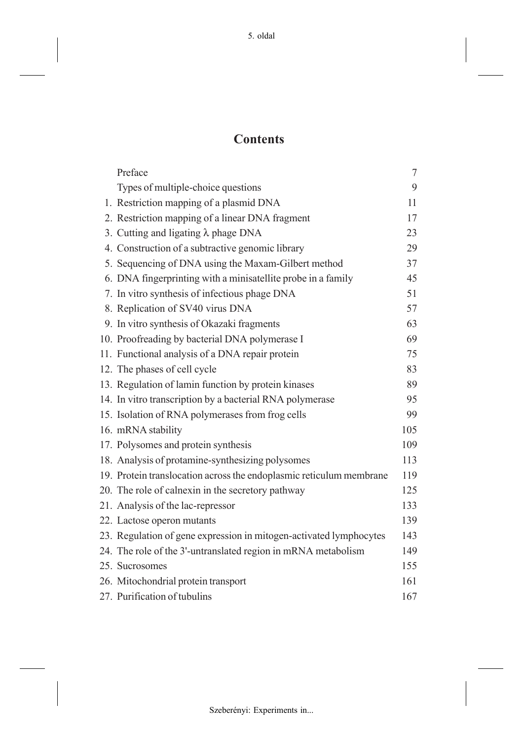# Contents

| | | |
|---|---|---|
| | Preface | 7 |
| | Types of multiple-choice questions | 9 |
| 1. | Restriction mapping of a plasmid DNA | 11 |
| 2. | Restriction mapping of a linear DNA fragment | 17 |
| 3. | Cutting and ligating λ phage DNA | 23 |
| 4. | Construction of a subtractive genomic library | 29 |
| 5. | Sequencing of DNA using the Maxam-Gilbert method | 37 |
| 6. | DNA fingerprinting with a minisatellite probe in a family | 45 |
| 7. | In vitro synthesis of infectious phage DNA | 51 |
| 8. | Replication of SV40 virus DNA | 57 |
| 9. | In vitro synthesis of Okazaki fragments | 63 |
| 10. | Proofreading by bacterial DNA polymerase I | 69 |
| 11. | Functional analysis of a DNA repair protein | 75 |
| 12. | The phases of cell cycle | 83 |
| 13. | Regulation of lamin function by protein kinases | 89 |
| 14. | In vitro transcription by a bacterial RNA polymerase | 95 |
| 15. | Isolation of RNA polymerases from frog cells | 99 |
| 16. | mRNA stability | 105 |
| 17. | Polysomes and protein synthesis | 109 |
| 18. | Analysis of protamine-synthesizing polysomes | 113 |
| 19. | Protein translocation across the endoplasmic reticulum membrane | 119 |
| 20. | The role of calnexin in the secretory pathway | 125 |
| 21. | Analysis of the lac-repressor | 133 |
| 22. | Lactose operon mutants | 139 |
| 23. | Regulation of gene expression in mitogen-activated lymphocytes | 143 |
| 24. | The role of the 3'-untranslated region in mRNA metabolism | 149 |
| 25. | Sucrosomes | 155 |
| 26. | Mitochondrial protein transport | 161 |
| 27. | Purification of tubulins | 167 |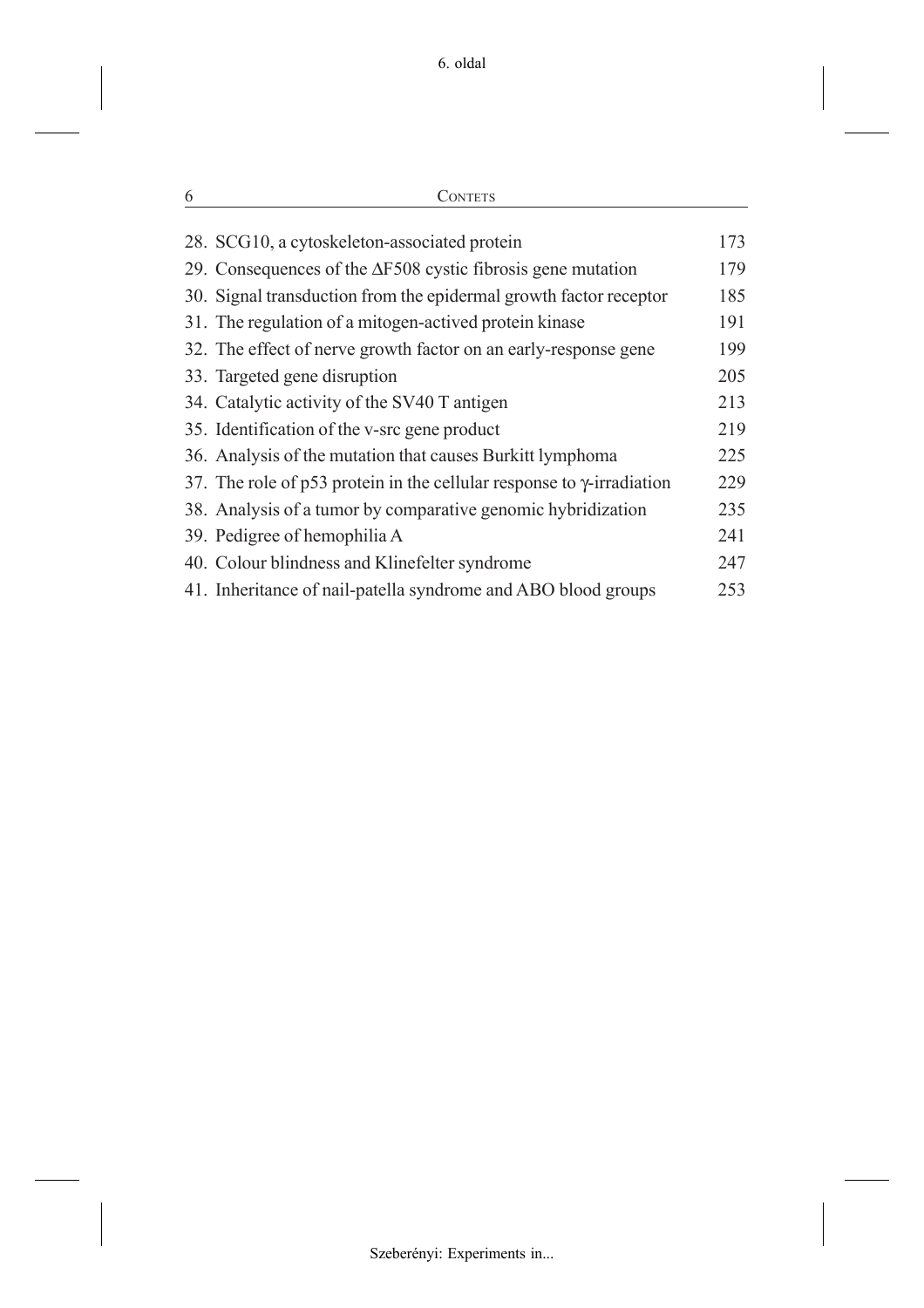28. SCG10, a cytoskeleton-associated protein 173
29. Consequences of the ΔF508 cystic fibrosis gene mutation 179
30. Signal transduction from the epidermal growth factor receptor 185
31. The regulation of a mitogen-actived protein kinase 191
32. The effect of nerve growth factor on an early-response gene 199
33. Targeted gene disruption 205
34. Catalytic activity of the SV40 T antigen 213
35. Identification of the v-src gene product 219
36. Analysis of the mutation that causes Burkitt lymphoma 225
37. The role of p53 protein in the cellular response to γ-irradiation 229
38. Analysis of a tumor by comparative genomic hybridization 235
39. Pedigree of hemophilia A 241
40. Colour blindness and Klinefelter syndrome 247
41. Inheritance of nail-patella syndrome and ABO blood groups 253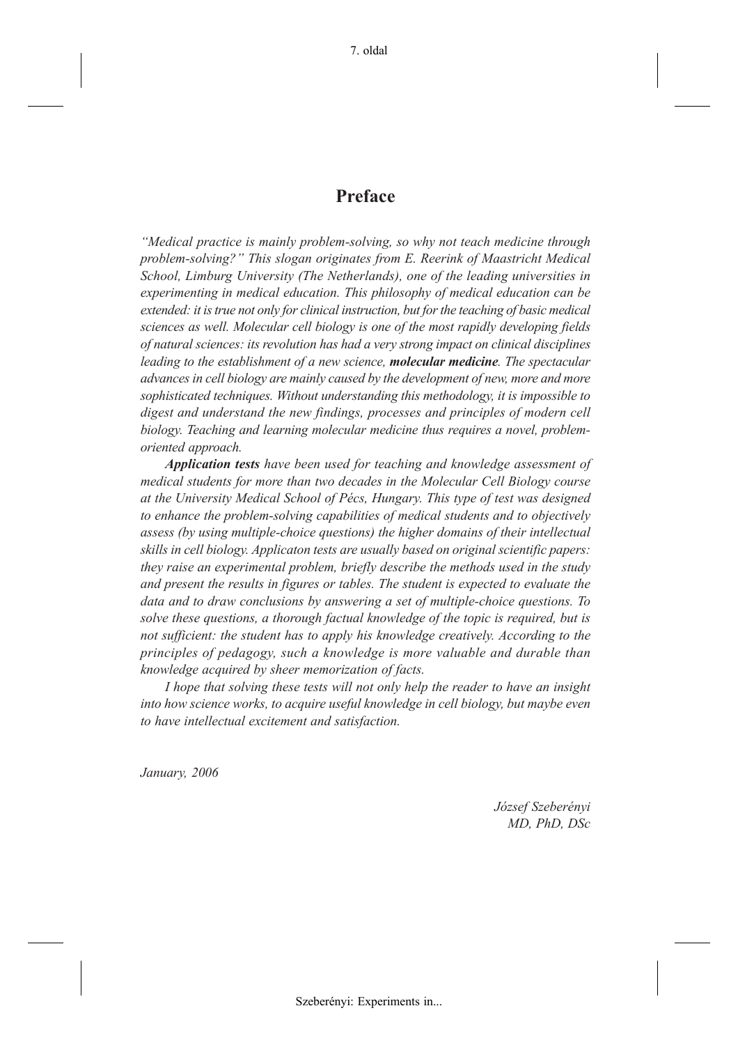# Preface

*"Medical practice is mainly problem-solving, so why not teach medicine through problem-solving?" This slogan originates from E. Reerink of Maastricht Medical School, Limburg University (The Netherlands), one of the leading universities in experimenting in medical education. This philosophy of medical education can be extended: it is true not only for clinical instruction, but for the teaching of basic medical sciences as well. Molecular cell biology is one of the most rapidly developing fields of natural sciences: its revolution has had a very strong impact on clinical disciplines leading to the establishment of a new science,* ***molecular medicine****. The spectacular advances in cell biology are mainly caused by the development of new, more and more sophisticated techniques. Without understanding this methodology, it is impossible to digest and understand the new findings, processes and principles of modern cell biology. Teaching and learning molecular medicine thus requires a novel, problem-oriented approach.*

***Application tests*** *have been used for teaching and knowledge assessment of medical students for more than two decades in the Molecular Cell Biology course at the University Medical School of Pécs, Hungary. This type of test was designed to enhance the problem-solving capabilities of medical students and to objectively assess (by using multiple-choice questions) the higher domains of their intellectual skills in cell biology. Applicaton tests are usually based on original scientific papers: they raise an experimental problem, briefly describe the methods used in the study and present the results in figures or tables. The student is expected to evaluate the data and to draw conclusions by answering a set of multiple-choice questions. To solve these questions, a thorough factual knowledge of the topic is required, but is not sufficient: the student has to apply his knowledge creatively. According to the principles of pedagogy, such a knowledge is more valuable and durable than knowledge acquired by sheer memorization of facts.*

*I hope that solving these tests will not only help the reader to have an insight into how science works, to acquire useful knowledge in cell biology, but maybe even to have intellectual excitement and satisfaction.*

*January, 2006*

*József Szeberényi*
*MD, PhD, DSc*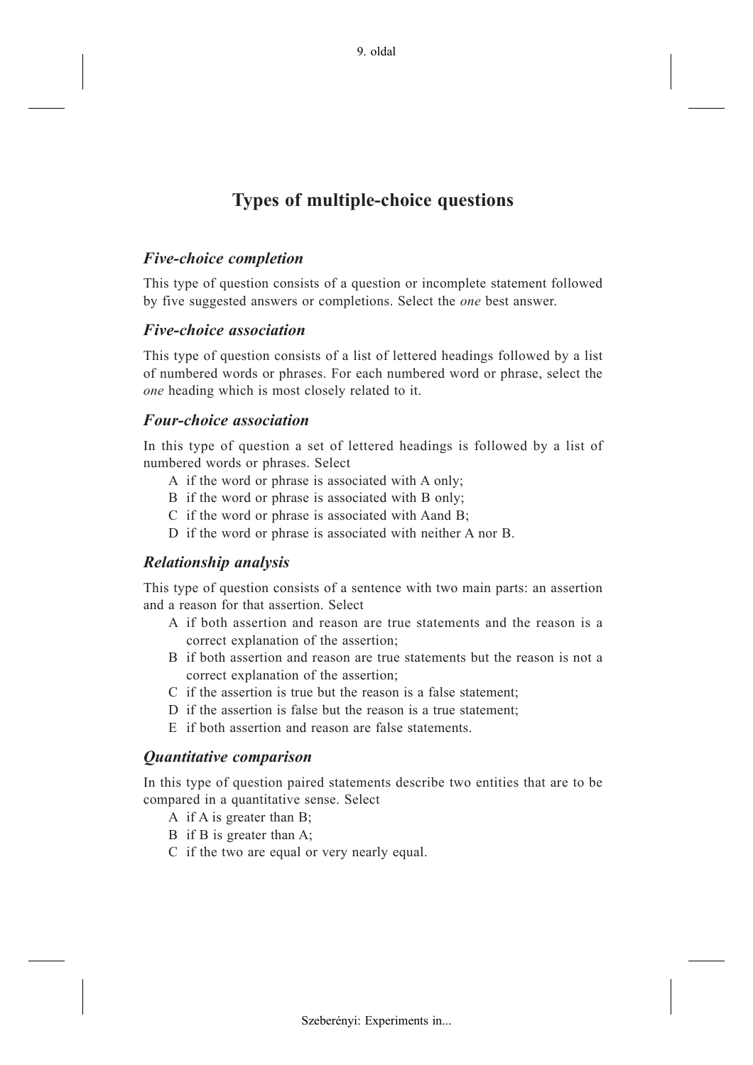# Types of multiple-choice questions

### *Five-choice completion*

This type of question consists of a question or incomplete statement followed by five suggested answers or completions. Select the *one* best answer.

### *Five-choice association*

This type of question consists of a list of lettered headings followed by a list of numbered words or phrases. For each numbered word or phrase, select the *one* heading which is most closely related to it.

### *Four-choice association*

In this type of question a set of lettered headings is followed by a list of numbered words or phrases. Select

- A if the word or phrase is associated with A only;
- B if the word or phrase is associated with B only;
- C if the word or phrase is associated with Aand B;
- D if the word or phrase is associated with neither A nor B.

### *Relationship analysis*

This type of question consists of a sentence with two main parts: an assertion and a reason for that assertion. Select

- A if both assertion and reason are true statements and the reason is a correct explanation of the assertion;
- B if both assertion and reason are true statements but the reason is not a correct explanation of the assertion;
- C if the assertion is true but the reason is a false statement;
- D if the assertion is false but the reason is a true statement;
- E if both assertion and reason are false statements.

### *Quantitative comparison*

In this type of question paired statements describe two entities that are to be compared in a quantitative sense. Select

- A if A is greater than B;
- B if B is greater than A;
- C if the two are equal or very nearly equal.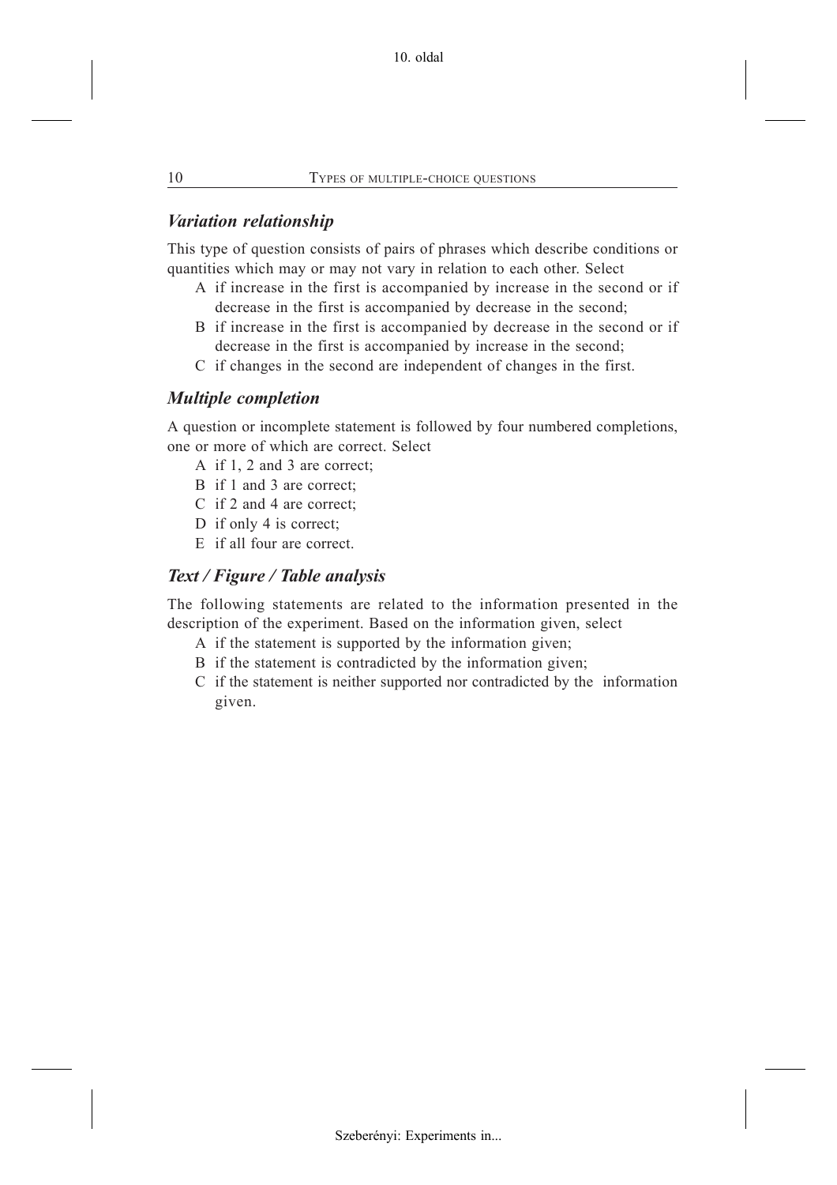## *Variation relationship*

This type of question consists of pairs of phrases which describe conditions or quantities which may or may not vary in relation to each other. Select

- A if increase in the first is accompanied by increase in the second or if decrease in the first is accompanied by decrease in the second;
- B if increase in the first is accompanied by decrease in the second or if decrease in the first is accompanied by increase in the second;
- C if changes in the second are independent of changes in the first.

## *Multiple completion*

A question or incomplete statement is followed by four numbered completions, one or more of which are correct. Select

- A if 1, 2 and 3 are correct;
- B if 1 and 3 are correct;
- C if 2 and 4 are correct;
- D if only 4 is correct;
- E if all four are correct.

## *Text / Figure / Table analysis*

The following statements are related to the information presented in the description of the experiment. Based on the information given, select

- A if the statement is supported by the information given;
- B if the statement is contradicted by the information given;
- C if the statement is neither supported nor contradicted by the information given.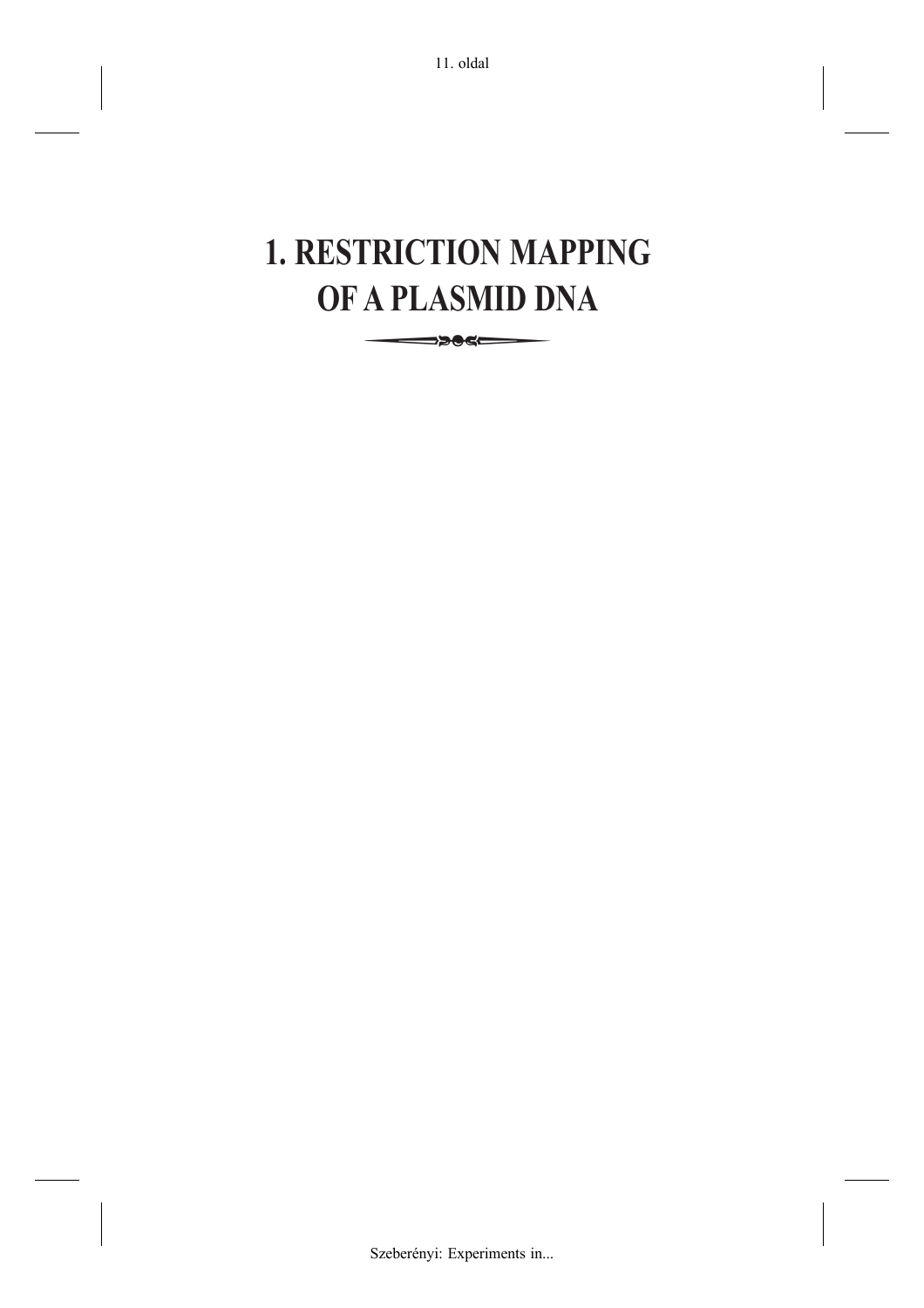# 1. RESTRICTION MAPPING OF A PLASMID DNA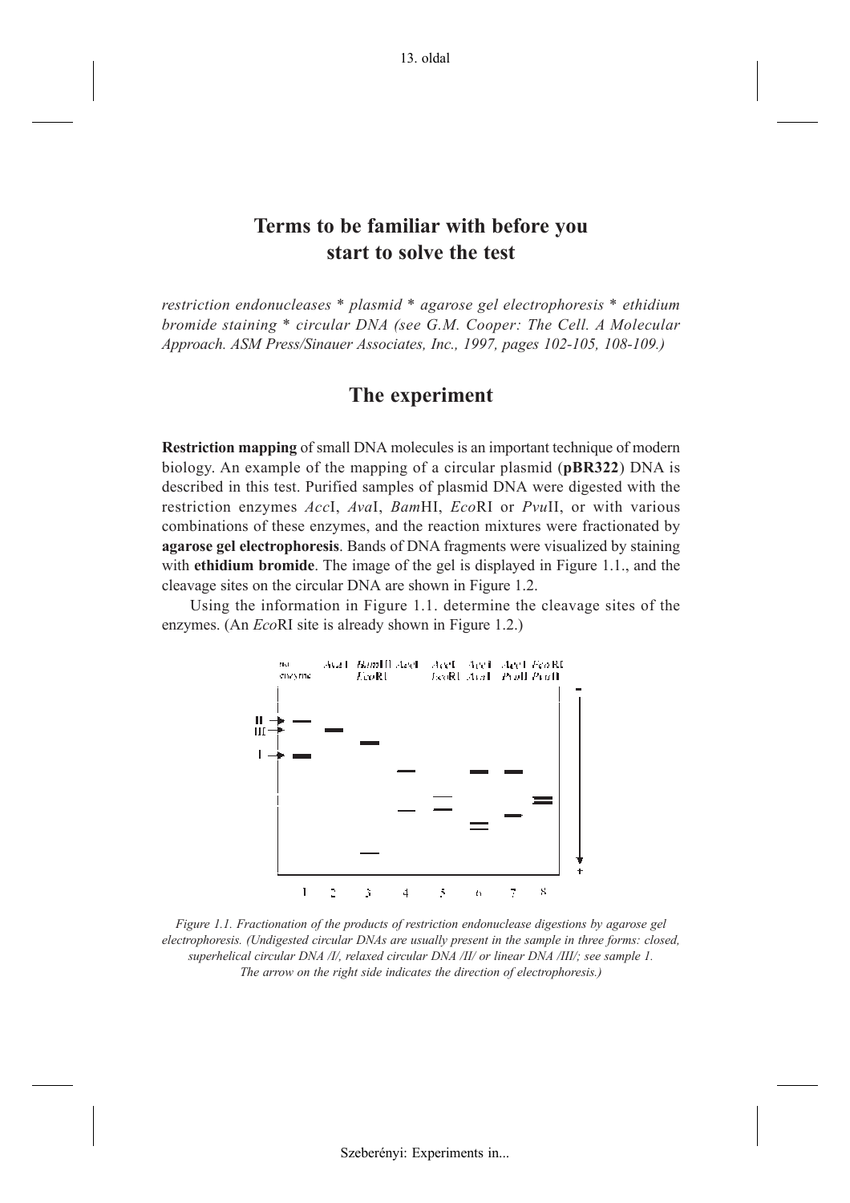# Terms to be familiar with before you start to solve the test

*restriction endonucleases * plasmid * agarose gel electrophoresis * ethidium bromide staining * circular DNA (see G.M. Cooper: The Cell. A Molecular Approach. ASM Press/Sinauer Associates, Inc., 1997, pages 102-105, 108-109.)*

# The experiment

**Restriction mapping** of small DNA molecules is an important technique of modern biology. An example of the mapping of a circular plasmid (**pBR322**) DNA is described in this test. Purified samples of plasmid DNA were digested with the restriction enzymes *Acc*I, *Ava*I, *Bam*HI, *Eco*RI or *Pvu*II, or with various combinations of these enzymes, and the reaction mixtures were fractionated by **agarose gel electrophoresis**. Bands of DNA fragments were visualized by staining with **ethidium bromide**. The image of the gel is displayed in Figure 1.1., and the cleavage sites on the circular DNA are shown in Figure 1.2.

Using the information in Figure 1.1. determine the cleavage sites of the enzymes. (An *Eco*RI site is already shown in Figure 1.2.)

*Figure 1.1. Fractionation of the products of restriction endonuclease digestions by agarose gel electrophoresis. (Undigested circular DNAs are usually present in the sample in three forms: closed, superhelical circular DNA /I/, relaxed circular DNA /II/ or linear DNA /III/; see sample 1. The arrow on the right side indicates the direction of electrophoresis.)*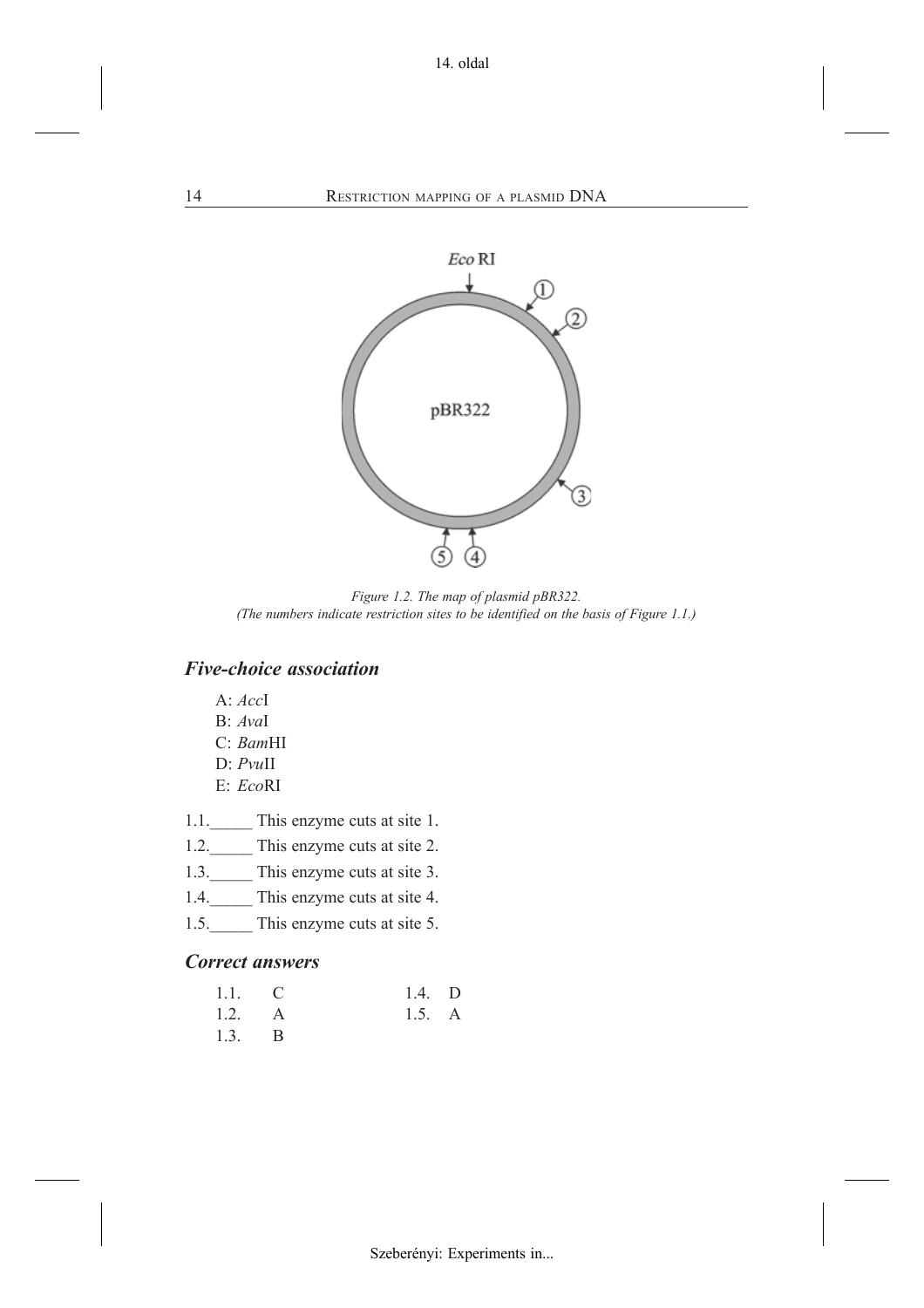Figure 1.2. The map of plasmid pBR322.
(The numbers indicate restriction sites to be identified on the basis of Figure 1.1.)

## *Five-choice association*

A: *Acc*I
B: *Ava*I
C: *Bam*HI
D: *Pvu*II
E: *Eco*RI

1.1.\_\_\_\_\_ This enzyme cuts at site 1.
1.2.\_\_\_\_\_ This enzyme cuts at site 2.
1.3.\_\_\_\_\_ This enzyme cuts at site 3.
1.4.\_\_\_\_\_ This enzyme cuts at site 4.
1.5.\_\_\_\_\_ This enzyme cuts at site 5.

## *Correct answers*

| | | | |
|---|---|---|---|
| 1.1. | C | 1.4. | D |
| 1.2. | A | 1.5. | A |
| 1.3. | B | | |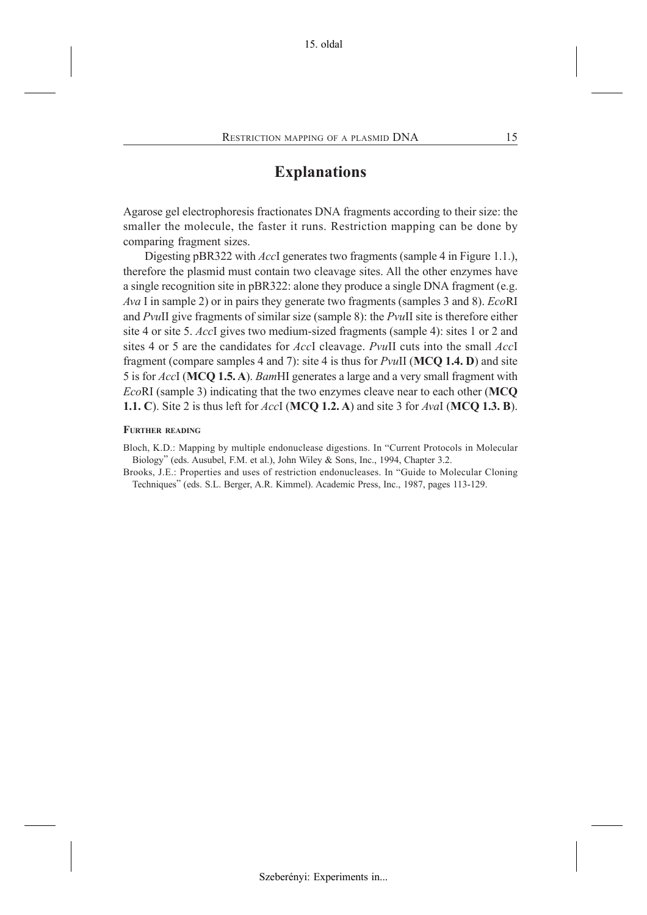# Explanations

Agarose gel electrophoresis fractionates DNA fragments according to their size: the smaller the molecule, the faster it runs. Restriction mapping can be done by comparing fragment sizes.

Digesting pBR322 with *Acc*I generates two fragments (sample 4 in Figure 1.1.), therefore the plasmid must contain two cleavage sites. All the other enzymes have a single recognition site in pBR322: alone they produce a single DNA fragment (e.g. *Ava* I in sample 2) or in pairs they generate two fragments (samples 3 and 8). *Eco*RI and *Pvu*II give fragments of similar size (sample 8): the *Pvu*II site is therefore either site 4 or site 5. *Acc*I gives two medium-sized fragments (sample 4): sites 1 or 2 and sites 4 or 5 are the candidates for *Acc*I cleavage. *Pvu*II cuts into the small *Acc*I fragment (compare samples 4 and 7): site 4 is thus for *Pvu*II (**MCQ 1.4. D**) and site 5 is for *Acc*I (**MCQ 1.5. A**). *Bam*HI generates a large and a very small fragment with *Eco*RI (sample 3) indicating that the two enzymes cleave near to each other (**MCQ 1.1. C**). Site 2 is thus left for *Acc*I (**MCQ 1.2. A**) and site 3 for *Ava*I (**MCQ 1.3. B**).

**Further reading**

Bloch, K.D.: Mapping by multiple endonuclease digestions. In "Current Protocols in Molecular Biology" (eds. Ausubel, F.M. et al.), John Wiley & Sons, Inc., 1994, Chapter 3.2.

Brooks, J.E.: Properties and uses of restriction endonucleases. In "Guide to Molecular Cloning Techniques" (eds. S.L. Berger, A.R. Kimmel). Academic Press, Inc., 1987, pages 113-129.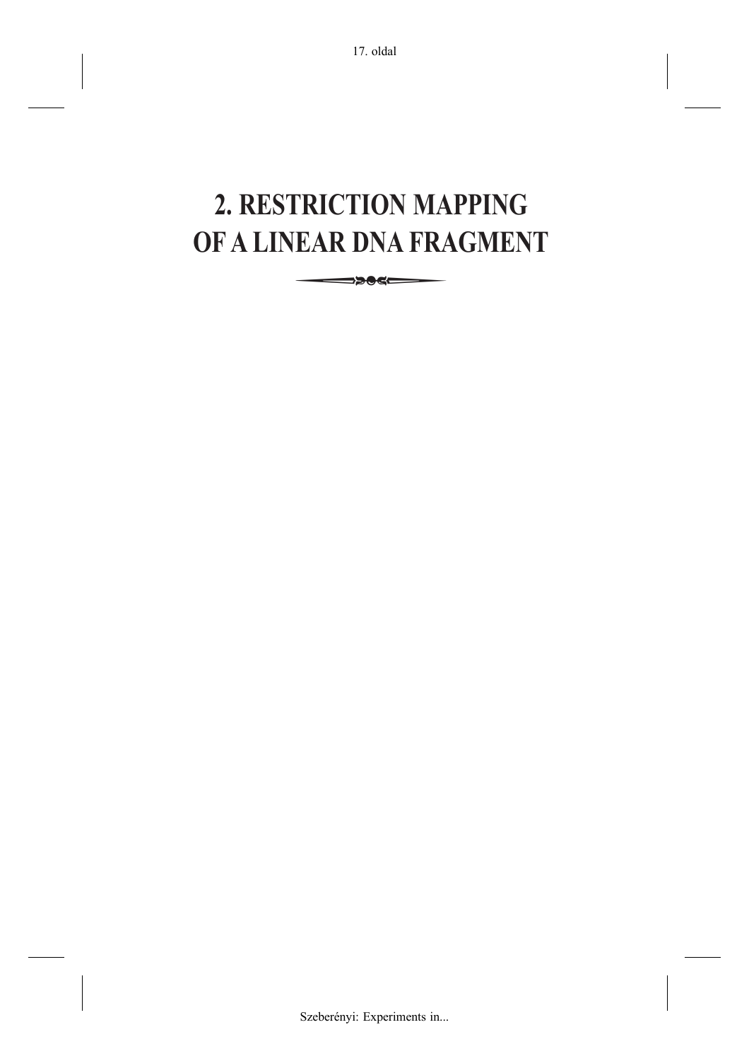# 2. RESTRICTION MAPPING OF A LINEAR DNA FRAGMENT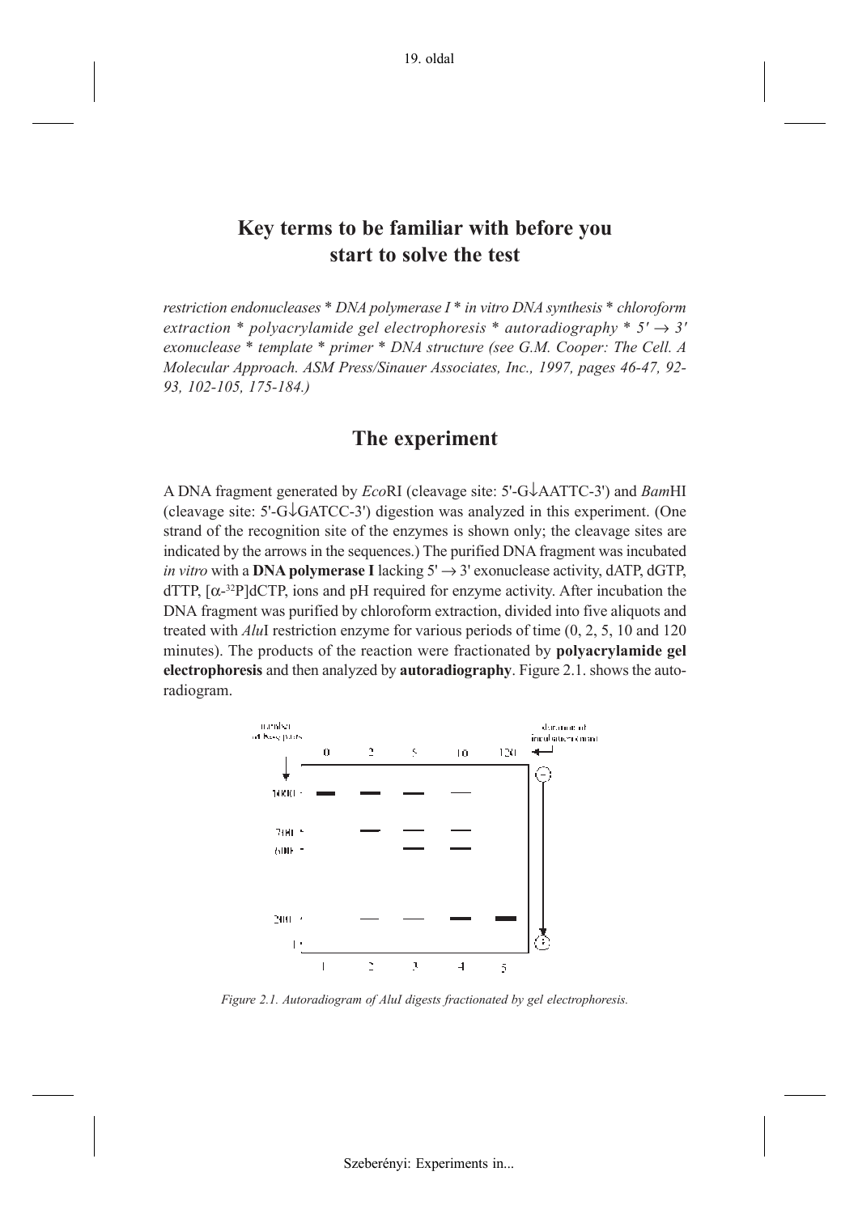## Key terms to be familiar with before you start to solve the test

*restriction endonucleases * DNA polymerase I * in vitro DNA synthesis * chloroform extraction * polyacrylamide gel electrophoresis * autoradiography * 5′ → 3′ exonuclease * template * primer * DNA structure (see G.M. Cooper: The Cell. A Molecular Approach. ASM Press/Sinauer Associates, Inc., 1997, pages 46-47, 92-93, 102-105, 175-184.)*

## The experiment

A DNA fragment generated by *Eco*RI (cleavage site: 5'-G↓AATTC-3') and *Bam*HI (cleavage site: 5'-G↓GATCC-3') digestion was analyzed in this experiment. (One strand of the recognition site of the enzymes is shown only; the cleavage sites are indicated by the arrows in the sequences.) The purified DNA fragment was incubated *in vitro* with a **DNA polymerase I** lacking 5' → 3' exonuclease activity, dATP, dGTP, dTTP, [$\alpha$-$^{32}$P]dCTP, ions and pH required for enzyme activity. After incubation the DNA fragment was purified by chloroform extraction, divided into five aliquots and treated with *Alu*I restriction enzyme for various periods of time (0, 2, 5, 10 and 120 minutes). The products of the reaction were fractionated by **polyacrylamide gel electrophoresis** and then analyzed by **autoradiography**. Figure 2.1. shows the autoradiogram.

*Figure 2.1. Autoradiogram of AluI digests fractionated by gel electrophoresis.*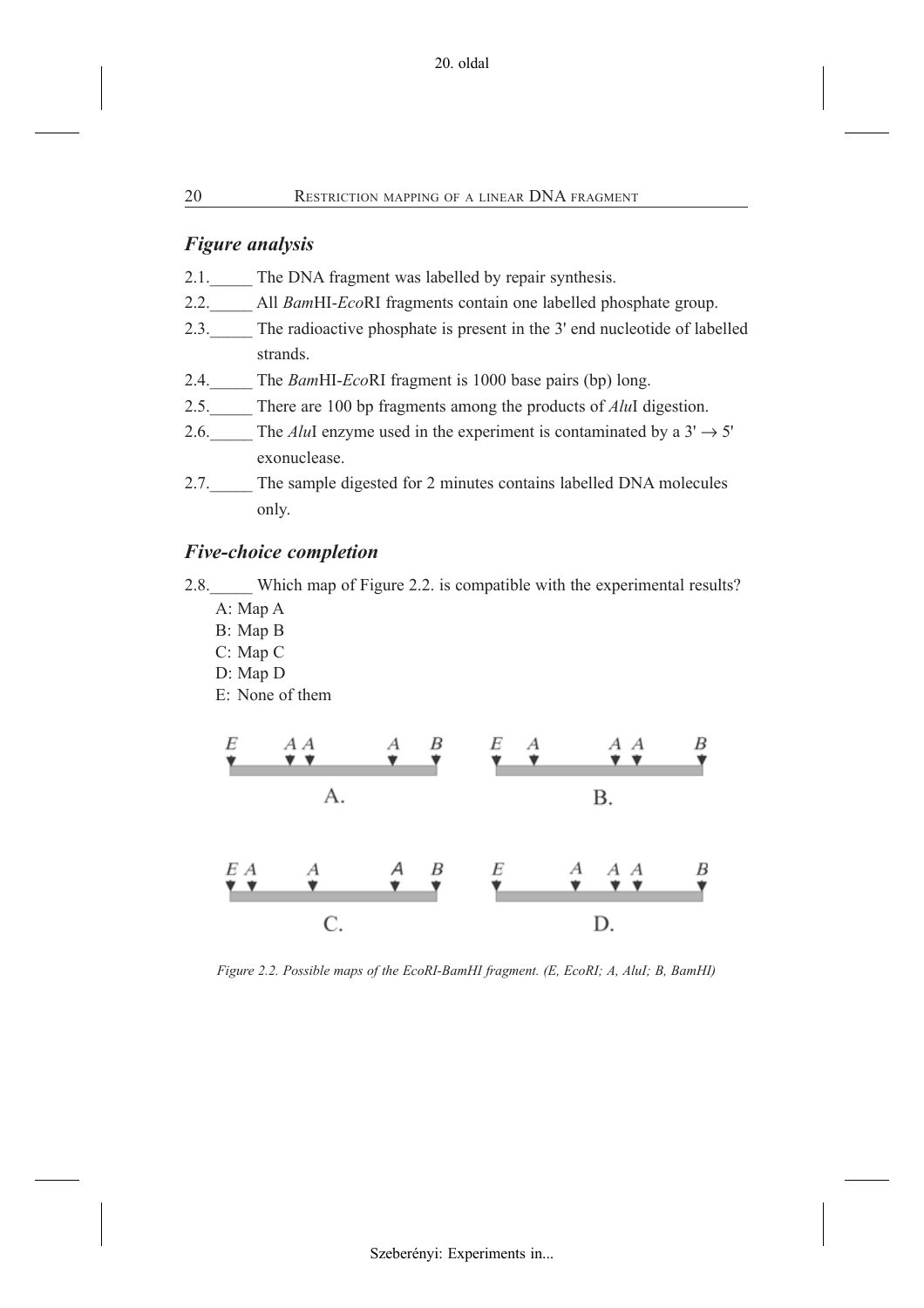## *Figure analysis*

2.1.\_\_\_\_\_ The DNA fragment was labelled by repair synthesis.

2.2.\_\_\_\_\_ All *Bam*HI-*Eco*RI fragments contain one labelled phosphate group.

2.3.\_\_\_\_\_ The radioactive phosphate is present in the 3' end nucleotide of labelled strands.

2.4.\_\_\_\_\_ The *Bam*HI-*Eco*RI fragment is 1000 base pairs (bp) long.

2.5.\_\_\_\_\_ There are 100 bp fragments among the products of *Alu*I digestion.

2.6.\_\_\_\_\_ The *Alu*I enzyme used in the experiment is contaminated by a 3' $\rightarrow$ 5' exonuclease.

2.7.\_\_\_\_\_ The sample digested for 2 minutes contains labelled DNA molecules only.

## *Five-choice completion*

2.8.\_\_\_\_\_ Which map of Figure 2.2. is compatible with the experimental results?

A: Map A
B: Map B
C: Map C
D: Map D
E: None of them

E A A A B
A.

E A A A B
B.

E A A A B
C.

E A A A B
D.

*Figure 2.2. Possible maps of the EcoRI-BamHI fragment. (E, EcoRI; A, AluI; B, BamHI)*